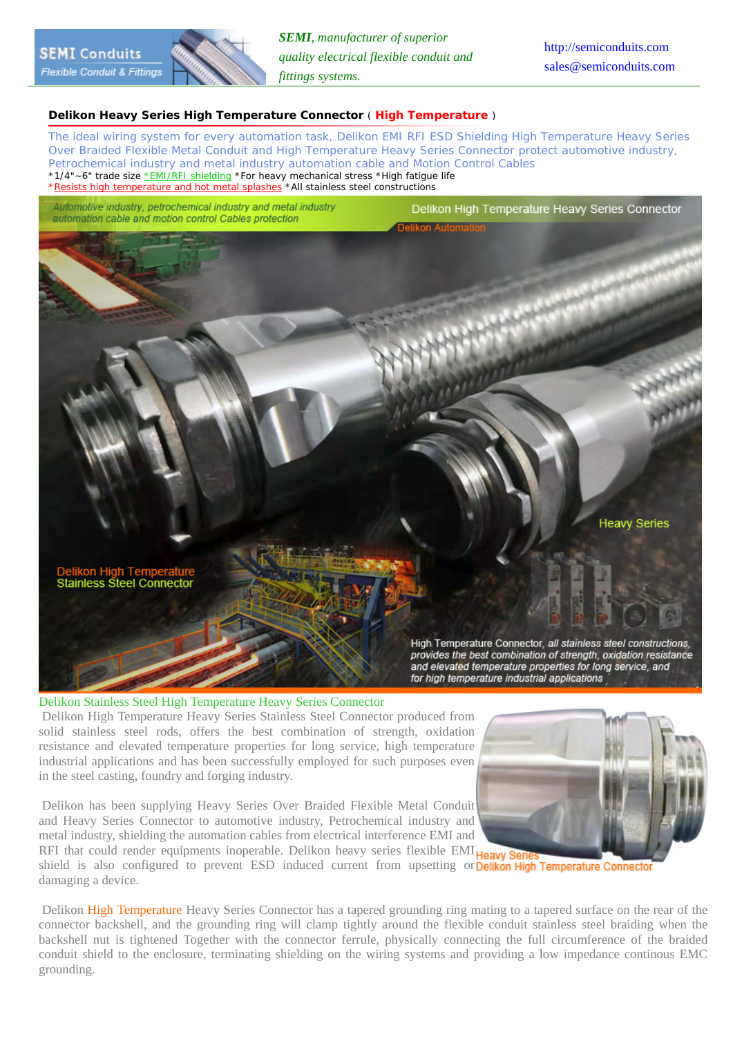SEMI Conduits
Flexible Conduit & Fittings

***SEMI**, manufacturer of superior quality electrical flexible conduit and fittings systems.*

http://semiconduits.com
sales@semiconduits.com

## Delikon Heavy Series High Temperature Connector ( High Temperature )

The ideal wiring system for every automation task, Delikon EMI RFI ESD Shielding High Temperature Heavy Series Over Braided Flexible Metal Conduit and High Temperature Heavy Series Connector protect automotive industry, Petrochemical industry and metal industry automation cable and Motion Control Cables

*1/4"~6" trade size *EMI/RFI shielding *For heavy mechanical stress *High fatigue life
*Resists high temperature and hot metal splashes *All stainless steel constructions

Automotive industry, petrochemical industry and metal industry automation cable and motion control Cables protection

Delikon High Temperature Heavy Series Connector

Delikon Automation

Heavy Series

Delikon High Temperature Stainless Steel Connector

High Temperature Connector, *all stainless steel constructions, provides the best combination of strength, oxidation resistance and elevated temperature properties for long service, and for high temperature industrial applications*

### Delikon Stainless Steel High Temperature Heavy Series Connector

Delikon High Temperature Heavy Series Stainless Steel Connector produced from solid stainless steel rods, offers the best combination of strength, oxidation resistance and elevated temperature properties for long service, high temperature industrial applications and has been successfully employed for such purposes even in the steel casting, foundry and forging industry.

Delikon has been supplying Heavy Series Over Braided Flexible Metal Conduit and Heavy Series Connector to automotive industry, Petrochemical industry and metal industry, shielding the automation cables from electrical interference EMI and RFI that could render equipments inoperable. Delikon heavy series flexible EMI shield is also configured to prevent ESD induced current from upsetting or damaging a device.

Heavy Series
Delikon High Temperature Connector

Delikon High Temperature Heavy Series Connector has a tapered grounding ring mating to a tapered surface on the rear of the connector backshell, and the grounding ring will clamp tightly around the flexible conduit stainless steel braiding when the backshell nut is tightened Together with the connector ferrule, physically connecting the full circumference of the braided conduit shield to the enclosure, terminating shielding on the wiring systems and providing a low impedance continous EMC grounding.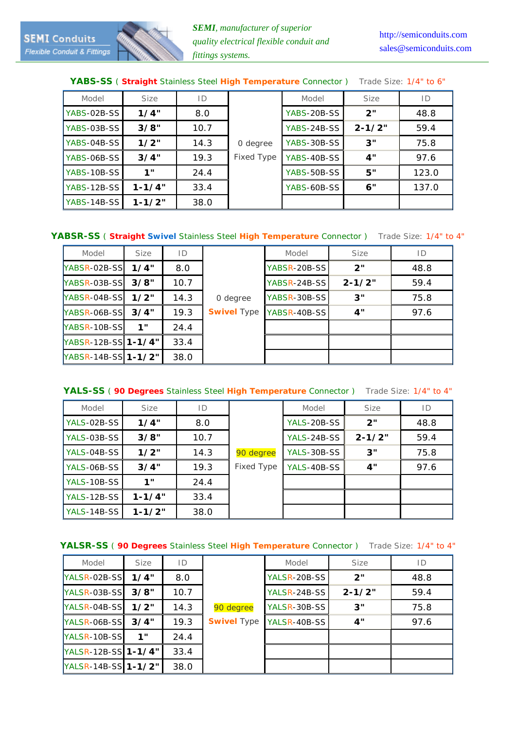SEMI Conduits
Flexible Conduit & Fittings

*SEMI, manufacturer of superior quality electrical flexible conduit and fittings systems.*

http://semiconduits.com
sales@semiconduits.com

## YABS-SS ( Straight Stainless Steel High Temperature Connector ) Trade Size: 1/4" to 6"

| Model | Size | ID | | Model | Size | ID |
|---|---|---|---|---|---|---|
| YABS-02B-SS | **1/4"** | 8.0 | 0 degree Fixed Type | YABS-20B-SS | **2"** | 48.8 |
| YABS-03B-SS | **3/8"** | 10.7 | | YABS-24B-SS | **2-1/2"** | 59.4 |
| YABS-04B-SS | **1/2"** | 14.3 | | YABS-30B-SS | **3"** | 75.8 |
| YABS-06B-SS | **3/4"** | 19.3 | | YABS-40B-SS | **4"** | 97.6 |
| YABS-10B-SS | **1"** | 24.4 | | YABS-50B-SS | **5"** | 123.0 |
| YABS-12B-SS | **1-1/4"** | 33.4 | | YABS-60B-SS | **6"** | 137.0 |
| YABS-14B-SS | **1-1/2"** | 38.0 | | | | |

## YABSR-SS ( Straight Swivel Stainless Steel High Temperature Connector ) Trade Size: 1/4" to 4"

| Model | Size | ID | | Model | Size | ID |
|---|---|---|---|---|---|---|
| YABSR-02B-SS | **1/4"** | 8.0 | 0 degree **Swivel** Type | YABSR-20B-SS | **2"** | 48.8 |
| YABSR-03B-SS | **3/8"** | 10.7 | | YABSR-24B-SS | **2-1/2"** | 59.4 |
| YABSR-04B-SS | **1/2"** | 14.3 | | YABSR-30B-SS | **3"** | 75.8 |
| YABSR-06B-SS | **3/4"** | 19.3 | | YABSR-40B-SS | **4"** | 97.6 |
| YABSR-10B-SS | **1"** | 24.4 | | | | |
| YABSR-12B-SS | **1-1/4"** | 33.4 | | | | |
| YABSR-14B-SS | **1-1/2"** | 38.0 | | | | |

## YALS-SS ( 90 Degrees Stainless Steel High Temperature Connector ) Trade Size: 1/4" to 4"

| Model | Size | ID | | Model | Size | ID |
|---|---|---|---|---|---|---|
| YALS-02B-SS | **1/4"** | 8.0 | 90 degree Fixed Type | YALS-20B-SS | **2"** | 48.8 |
| YALS-03B-SS | **3/8"** | 10.7 | | YALS-24B-SS | **2-1/2"** | 59.4 |
| YALS-04B-SS | **1/2"** | 14.3 | | YALS-30B-SS | **3"** | 75.8 |
| YALS-06B-SS | **3/4"** | 19.3 | | YALS-40B-SS | **4"** | 97.6 |
| YALS-10B-SS | **1"** | 24.4 | | | | |
| YALS-12B-SS | **1-1/4"** | 33.4 | | | | |
| YALS-14B-SS | **1-1/2"** | 38.0 | | | | |

## YALSR-SS ( 90 Degrees Stainless Steel High Temperature Connector ) Trade Size: 1/4" to 4"

| Model | Size | ID | | Model | Size | ID |
|---|---|---|---|---|---|---|
| YALSR-02B-SS | **1/4"** | 8.0 | 90 degree **Swivel** Type | YALSR-20B-SS | **2"** | 48.8 |
| YALSR-03B-SS | **3/8"** | 10.7 | | YALSR-24B-SS | **2-1/2"** | 59.4 |
| YALSR-04B-SS | **1/2"** | 14.3 | | YALSR-30B-SS | **3"** | 75.8 |
| YALSR-06B-SS | **3/4"** | 19.3 | | YALSR-40B-SS | **4"** | 97.6 |
| YALSR-10B-SS | **1"** | 24.4 | | | | |
| YALSR-12B-SS | **1-1/4"** | 33.4 | | | | |
| YALSR-14B-SS | **1-1/2"** | 38.0 | | | | |